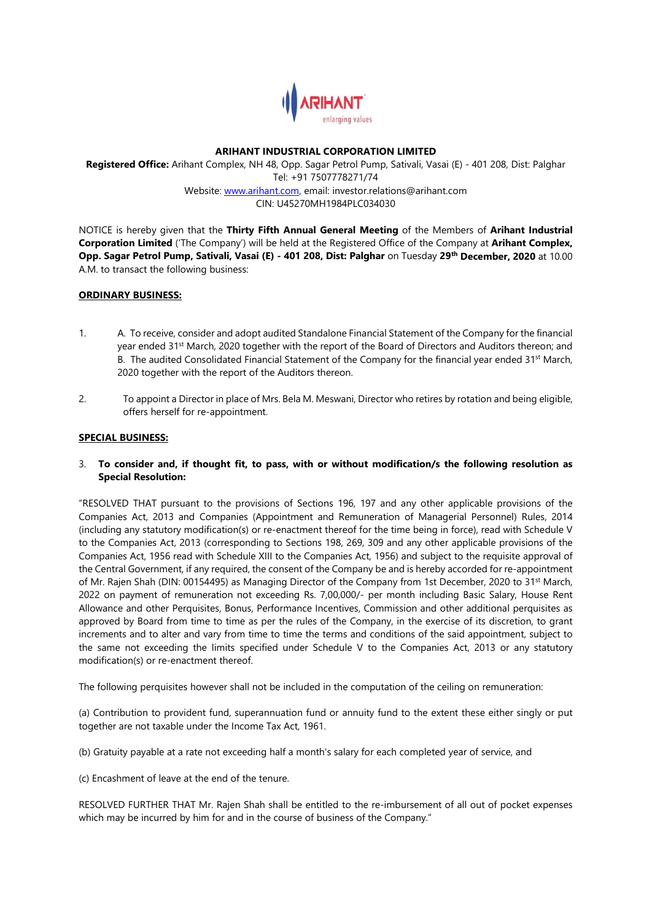**ARIHANT INDUSTRIAL CORPORATION LIMITED**

**Registered Office:** Arihant Complex, NH 48, Opp. Sagar Petrol Pump, Sativali, Vasai (E) - 401 208, Dist: Palghar
Tel: +91 7507778271/74
Website: www.arihant.com, email: investor.relations@arihant.com
CIN: U45270MH1984PLC034030

NOTICE is hereby given that the **Thirty Fifth Annual General Meeting** of the Members of **Arihant Industrial Corporation Limited** ('The Company') will be held at the Registered Office of the Company at **Arihant Complex, Opp. Sagar Petrol Pump, Sativali, Vasai (E) - 401 208, Dist: Palghar** on Tuesday **29th December, 2020** at 10.00 A.M. to transact the following business:

**ORDINARY BUSINESS:**

1. A. To receive, consider and adopt audited Standalone Financial Statement of the Company for the financial year ended 31st March, 2020 together with the report of the Board of Directors and Auditors thereon; and
   B. The audited Consolidated Financial Statement of the Company for the financial year ended 31st March, 2020 together with the report of the Auditors thereon.

2. To appoint a Director in place of Mrs. Bela M. Meswani, Director who retires by rotation and being eligible, offers herself for re-appointment.

**SPECIAL BUSINESS:**

3. **To consider and, if thought fit, to pass, with or without modification/s the following resolution as Special Resolution:**

"RESOLVED THAT pursuant to the provisions of Sections 196, 197 and any other applicable provisions of the Companies Act, 2013 and Companies (Appointment and Remuneration of Managerial Personnel) Rules, 2014 (including any statutory modification(s) or re-enactment thereof for the time being in force), read with Schedule V to the Companies Act, 2013 (corresponding to Sections 198, 269, 309 and any other applicable provisions of the Companies Act, 1956 read with Schedule XIII to the Companies Act, 1956) and subject to the requisite approval of the Central Government, if any required, the consent of the Company be and is hereby accorded for re-appointment of Mr. Rajen Shah (DIN: 00154495) as Managing Director of the Company from 1st December, 2020 to 31st March, 2022 on payment of remuneration not exceeding Rs. 7,00,000/- per month including Basic Salary, House Rent Allowance and other Perquisites, Bonus, Performance Incentives, Commission and other additional perquisites as approved by Board from time to time as per the rules of the Company, in the exercise of its discretion, to grant increments and to alter and vary from time to time the terms and conditions of the said appointment, subject to the same not exceeding the limits specified under Schedule V to the Companies Act, 2013 or any statutory modification(s) or re-enactment thereof.

The following perquisites however shall not be included in the computation of the ceiling on remuneration:

(a) Contribution to provident fund, superannuation fund or annuity fund to the extent these either singly or put together are not taxable under the Income Tax Act, 1961.

(b) Gratuity payable at a rate not exceeding half a month's salary for each completed year of service, and

(c) Encashment of leave at the end of the tenure.

RESOLVED FURTHER THAT Mr. Rajen Shah shall be entitled to the re-imbursement of all out of pocket expenses which may be incurred by him for and in the course of business of the Company."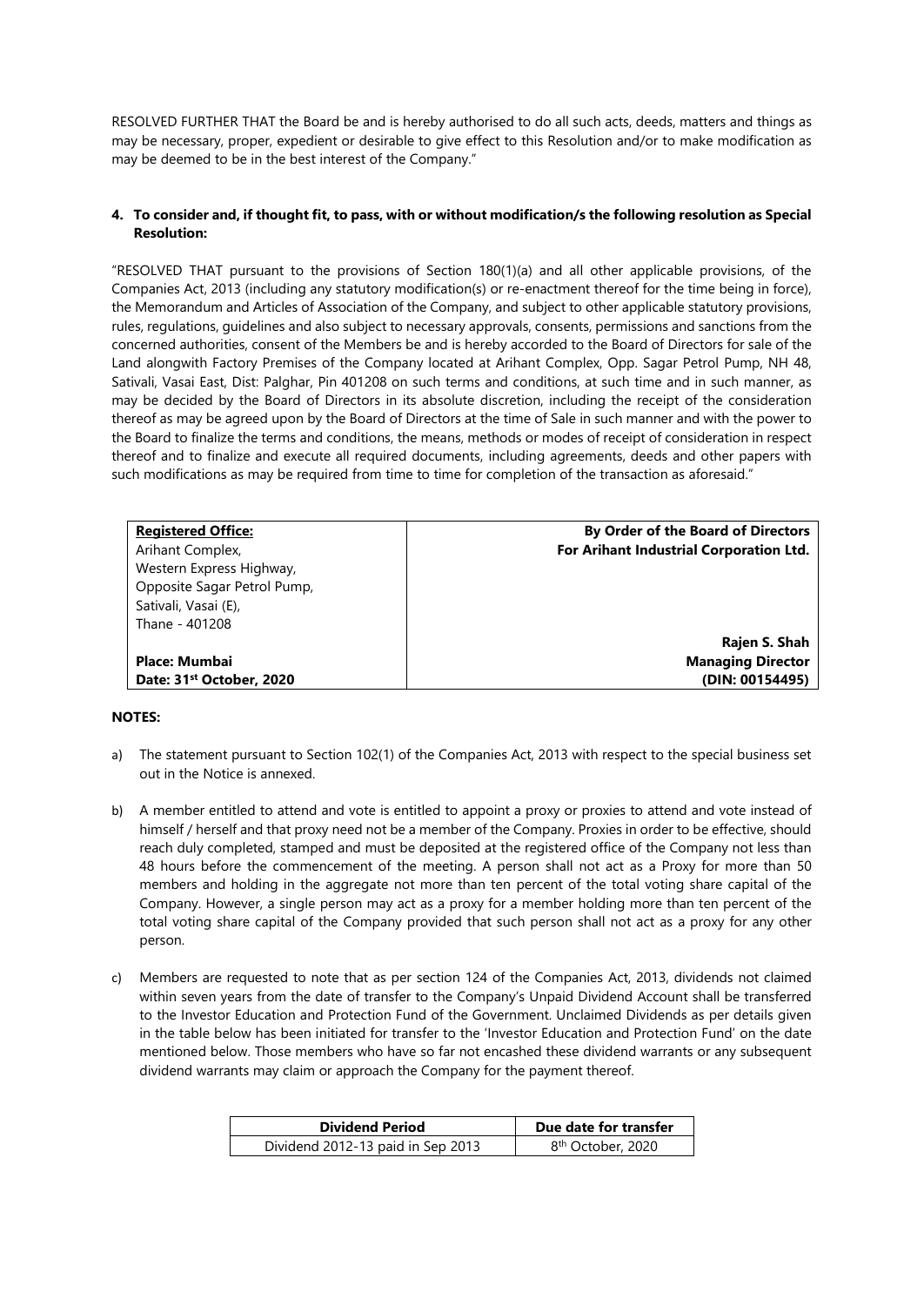RESOLVED FURTHER THAT the Board be and is hereby authorised to do all such acts, deeds, matters and things as may be necessary, proper, expedient or desirable to give effect to this Resolution and/or to make modification as may be deemed to be in the best interest of the Company."

**4. To consider and, if thought fit, to pass, with or without modification/s the following resolution as Special Resolution:**

"RESOLVED THAT pursuant to the provisions of Section 180(1)(a) and all other applicable provisions, of the Companies Act, 2013 (including any statutory modification(s) or re-enactment thereof for the time being in force), the Memorandum and Articles of Association of the Company, and subject to other applicable statutory provisions, rules, regulations, guidelines and also subject to necessary approvals, consents, permissions and sanctions from the concerned authorities, consent of the Members be and is hereby accorded to the Board of Directors for sale of the Land alongwith Factory Premises of the Company located at Arihant Complex, Opp. Sagar Petrol Pump, NH 48, Sativali, Vasai East, Dist: Palghar, Pin 401208 on such terms and conditions, at such time and in such manner, as may be decided by the Board of Directors in its absolute discretion, including the receipt of the consideration thereof as may be agreed upon by the Board of Directors at the time of Sale in such manner and with the power to the Board to finalize the terms and conditions, the means, methods or modes of receipt of consideration in respect thereof and to finalize and execute all required documents, including agreements, deeds and other papers with such modifications as may be required from time to time for completion of the transaction as aforesaid."

| **Registered Office:** | **By Order of the Board of Directors** |
|---|---|
| Arihant Complex, | **For Arihant Industrial Corporation Ltd.** |
| Western Express Highway, | |
| Opposite Sagar Petrol Pump, | |
| Sativali, Vasai (E), | |
| Thane - 401208 | |
| | **Rajen S. Shah** |
| **Place: Mumbai** | **Managing Director** |
| **Date: 31st October, 2020** | **(DIN: 00154495)** |

**NOTES:**

a) The statement pursuant to Section 102(1) of the Companies Act, 2013 with respect to the special business set out in the Notice is annexed.

b) A member entitled to attend and vote is entitled to appoint a proxy or proxies to attend and vote instead of himself / herself and that proxy need not be a member of the Company. Proxies in order to be effective, should reach duly completed, stamped and must be deposited at the registered office of the Company not less than 48 hours before the commencement of the meeting. A person shall not act as a Proxy for more than 50 members and holding in the aggregate not more than ten percent of the total voting share capital of the Company. However, a single person may act as a proxy for a member holding more than ten percent of the total voting share capital of the Company provided that such person shall not act as a proxy for any other person.

c) Members are requested to note that as per section 124 of the Companies Act, 2013, dividends not claimed within seven years from the date of transfer to the Company's Unpaid Dividend Account shall be transferred to the Investor Education and Protection Fund of the Government. Unclaimed Dividends as per details given in the table below has been initiated for transfer to the 'Investor Education and Protection Fund' on the date mentioned below. Those members who have so far not encashed these dividend warrants or any subsequent dividend warrants may claim or approach the Company for the payment thereof.

| Dividend Period | Due date for transfer |
|---|---|
| Dividend 2012-13 paid in Sep 2013 | 8th October, 2020 |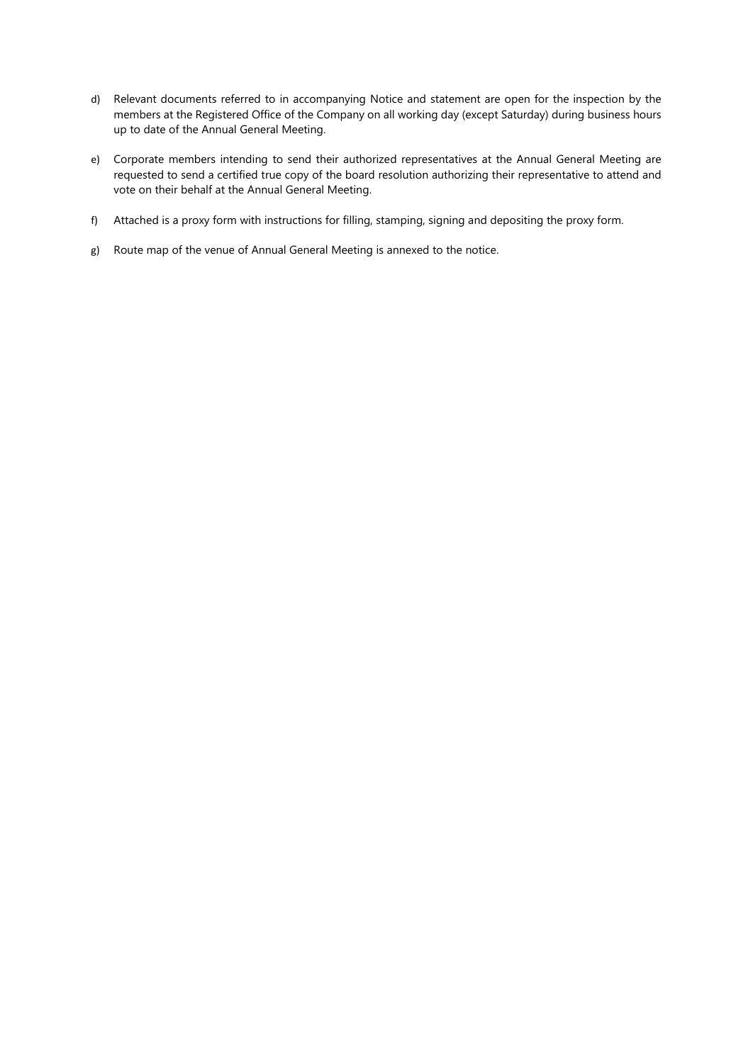d) Relevant documents referred to in accompanying Notice and statement are open for the inspection by the members at the Registered Office of the Company on all working day (except Saturday) during business hours up to date of the Annual General Meeting.

e) Corporate members intending to send their authorized representatives at the Annual General Meeting are requested to send a certified true copy of the board resolution authorizing their representative to attend and vote on their behalf at the Annual General Meeting.

f) Attached is a proxy form with instructions for filling, stamping, signing and depositing the proxy form.

g) Route map of the venue of Annual General Meeting is annexed to the notice.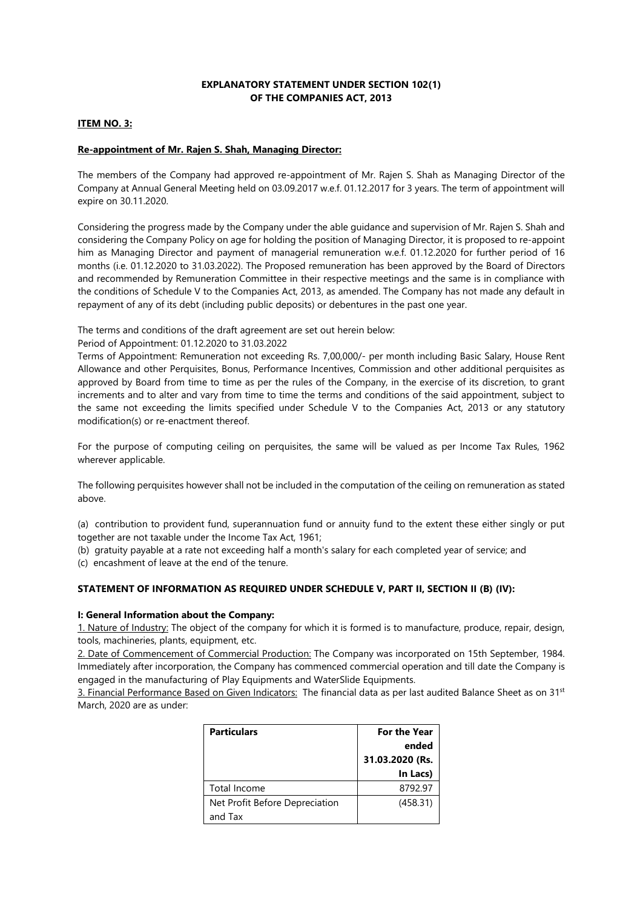## EXPLANATORY STATEMENT UNDER SECTION 102(1) OF THE COMPANIES ACT, 2013

**ITEM NO. 3:**

**Re-appointment of Mr. Rajen S. Shah, Managing Director:**

The members of the Company had approved re-appointment of Mr. Rajen S. Shah as Managing Director of the Company at Annual General Meeting held on 03.09.2017 w.e.f. 01.12.2017 for 3 years. The term of appointment will expire on 30.11.2020.

Considering the progress made by the Company under the able guidance and supervision of Mr. Rajen S. Shah and considering the Company Policy on age for holding the position of Managing Director, it is proposed to re-appoint him as Managing Director and payment of managerial remuneration w.e.f. 01.12.2020 for further period of 16 months (i.e. 01.12.2020 to 31.03.2022). The Proposed remuneration has been approved by the Board of Directors and recommended by Remuneration Committee in their respective meetings and the same is in compliance with the conditions of Schedule V to the Companies Act, 2013, as amended. The Company has not made any default in repayment of any of its debt (including public deposits) or debentures in the past one year.

The terms and conditions of the draft agreement are set out herein below:

Period of Appointment: 01.12.2020 to 31.03.2022

Terms of Appointment: Remuneration not exceeding Rs. 7,00,000/- per month including Basic Salary, House Rent Allowance and other Perquisites, Bonus, Performance Incentives, Commission and other additional perquisites as approved by Board from time to time as per the rules of the Company, in the exercise of its discretion, to grant increments and to alter and vary from time to time the terms and conditions of the said appointment, subject to the same not exceeding the limits specified under Schedule V to the Companies Act, 2013 or any statutory modification(s) or re-enactment thereof.

For the purpose of computing ceiling on perquisites, the same will be valued as per Income Tax Rules, 1962 wherever applicable.

The following perquisites however shall not be included in the computation of the ceiling on remuneration as stated above.

(a) contribution to provident fund, superannuation fund or annuity fund to the extent these either singly or put together are not taxable under the Income Tax Act, 1961;

(b) gratuity payable at a rate not exceeding half a month's salary for each completed year of service; and

(c) encashment of leave at the end of the tenure.

**STATEMENT OF INFORMATION AS REQUIRED UNDER SCHEDULE V, PART II, SECTION II (B) (IV):**

**I: General Information about the Company:**

1. Nature of Industry: The object of the company for which it is formed is to manufacture, produce, repair, design, tools, machineries, plants, equipment, etc.

2. Date of Commencement of Commercial Production: The Company was incorporated on 15th September, 1984. Immediately after incorporation, the Company has commenced commercial operation and till date the Company is engaged in the manufacturing of Play Equipments and WaterSlide Equipments.

3. Financial Performance Based on Given Indicators: The financial data as per last audited Balance Sheet as on 31st March, 2020 are as under:

| Particulars | For the Year ended 31.03.2020 (Rs. In Lacs) |
|---|---|
| Total Income | 8792.97 |
| Net Profit Before Depreciation and Tax | (458.31) |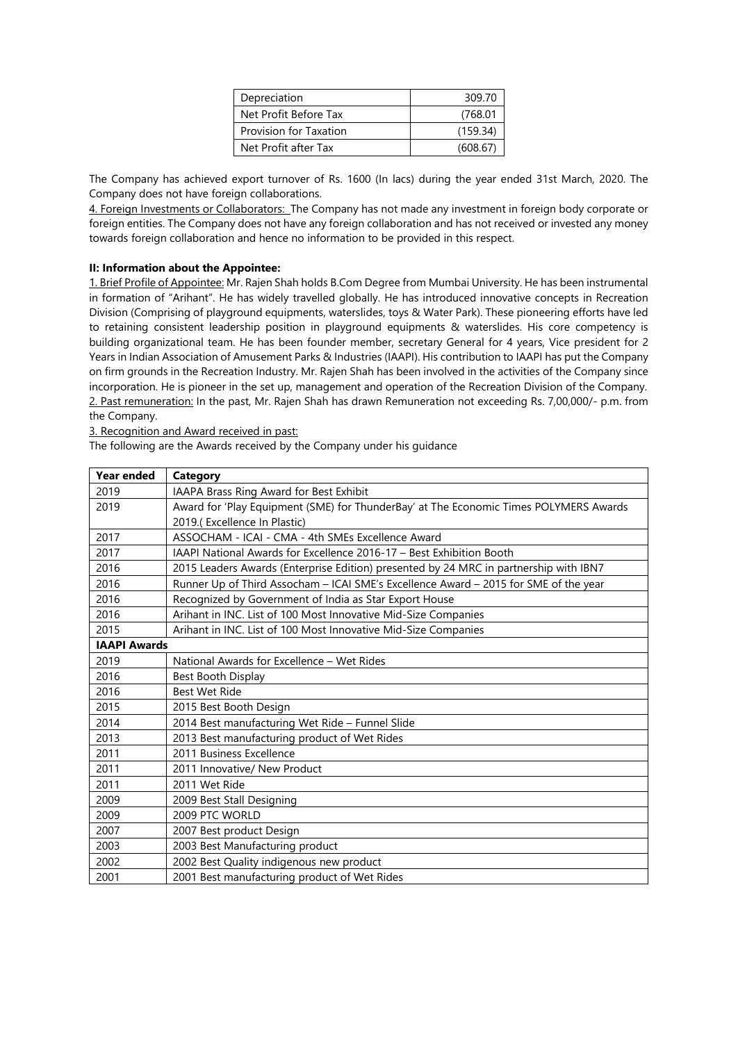| Depreciation | 309.70 |
|---|---|
| Net Profit Before Tax | (768.01 |
| Provision for Taxation | (159.34) |
| Net Profit after Tax | (608.67) |

The Company has achieved export turnover of Rs. 1600 (In lacs) during the year ended 31st March, 2020. The Company does not have foreign collaborations.

4. Foreign Investments or Collaborators: The Company has not made any investment in foreign body corporate or foreign entities. The Company does not have any foreign collaboration and has not received or invested any money towards foreign collaboration and hence no information to be provided in this respect.

**II: Information about the Appointee:**

1. Brief Profile of Appointee: Mr. Rajen Shah holds B.Com Degree from Mumbai University. He has been instrumental in formation of "Arihant". He has widely travelled globally. He has introduced innovative concepts in Recreation Division (Comprising of playground equipments, waterslides, toys & Water Park). These pioneering efforts have led to retaining consistent leadership position in playground equipments & waterslides. His core competency is building organizational team. He has been founder member, secretary General for 4 years, Vice president for 2 Years in Indian Association of Amusement Parks & Industries (IAAPI). His contribution to IAAPI has put the Company on firm grounds in the Recreation Industry. Mr. Rajen Shah has been involved in the activities of the Company since incorporation. He is pioneer in the set up, management and operation of the Recreation Division of the Company.

2. Past remuneration: In the past, Mr. Rajen Shah has drawn Remuneration not exceeding Rs. 7,00,000/- p.m. from the Company.

3. Recognition and Award received in past:

The following are the Awards received by the Company under his guidance

| Year ended | Category |
|---|---|
| 2019 | IAAPA Brass Ring Award for Best Exhibit |
| 2019 | Award for 'Play Equipment (SME) for ThunderBay' at The Economic Times POLYMERS Awards 2019.( Excellence In Plastic) |
| 2017 | ASSOCHAM - ICAI - CMA - 4th SMEs Excellence Award |
| 2017 | IAAPI National Awards for Excellence 2016-17 – Best Exhibition Booth |
| 2016 | 2015 Leaders Awards (Enterprise Edition) presented by 24 MRC in partnership with IBN7 |
| 2016 | Runner Up of Third Assocham – ICAI SME's Excellence Award – 2015 for SME of the year |
| 2016 | Recognized by Government of India as Star Export House |
| 2016 | Arihant in INC. List of 100 Most Innovative Mid-Size Companies |
| 2015 | Arihant in INC. List of 100 Most Innovative Mid-Size Companies |
| **IAAPI Awards** | |
| 2019 | National Awards for Excellence – Wet Rides |
| 2016 | Best Booth Display |
| 2016 | Best Wet Ride |
| 2015 | 2015 Best Booth Design |
| 2014 | 2014 Best manufacturing Wet Ride – Funnel Slide |
| 2013 | 2013 Best manufacturing product of Wet Rides |
| 2011 | 2011 Business Excellence |
| 2011 | 2011 Innovative/ New Product |
| 2011 | 2011 Wet Ride |
| 2009 | 2009 Best Stall Designing |
| 2009 | 2009 PTC WORLD |
| 2007 | 2007 Best product Design |
| 2003 | 2003 Best Manufacturing product |
| 2002 | 2002 Best Quality indigenous new product |
| 2001 | 2001 Best manufacturing product of Wet Rides |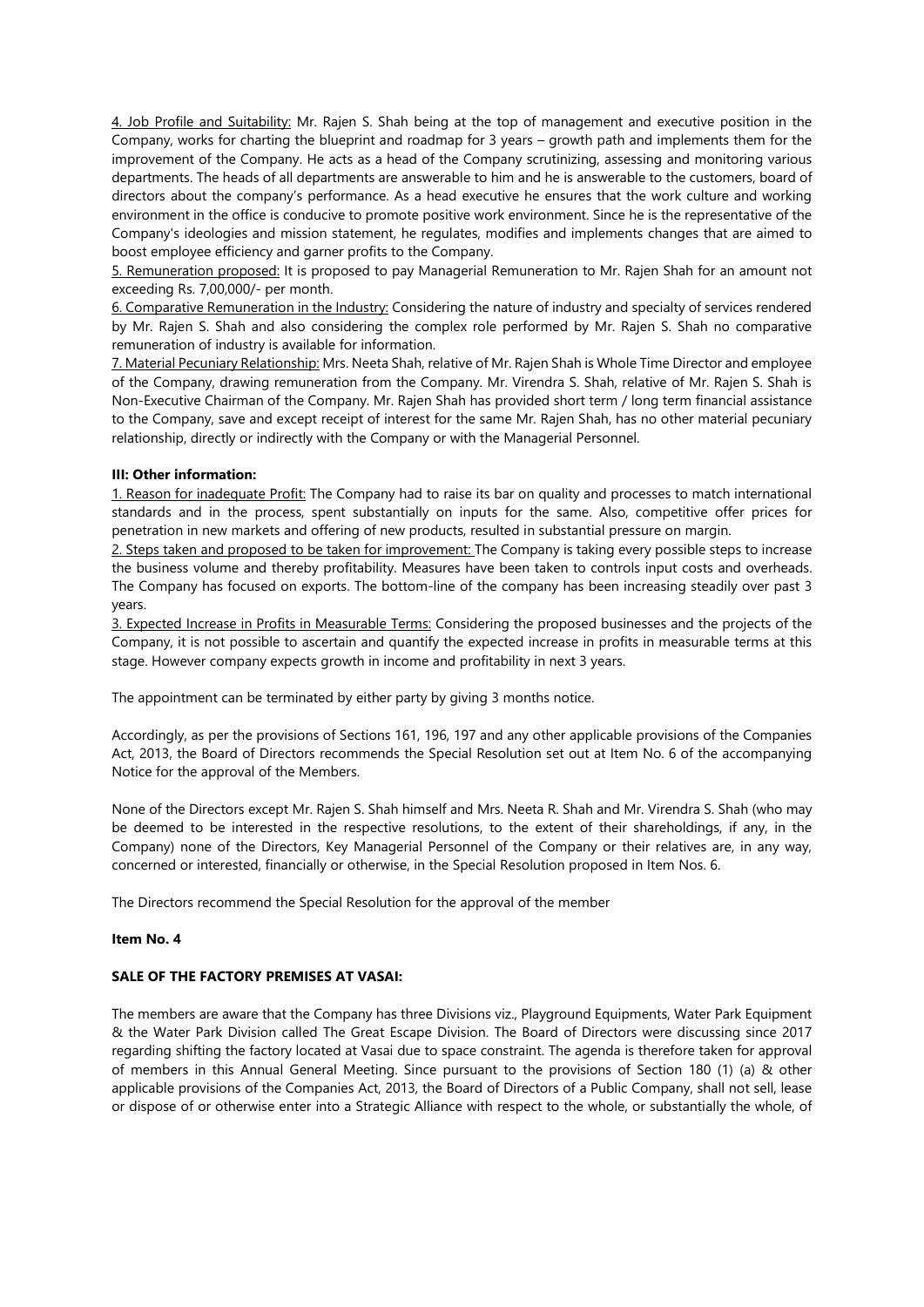4. Job Profile and Suitability: Mr. Rajen S. Shah being at the top of management and executive position in the Company, works for charting the blueprint and roadmap for 3 years – growth path and implements them for the improvement of the Company. He acts as a head of the Company scrutinizing, assessing and monitoring various departments. The heads of all departments are answerable to him and he is answerable to the customers, board of directors about the company's performance. As a head executive he ensures that the work culture and working environment in the office is conducive to promote positive work environment. Since he is the representative of the Company's ideologies and mission statement, he regulates, modifies and implements changes that are aimed to boost employee efficiency and garner profits to the Company.

5. Remuneration proposed: It is proposed to pay Managerial Remuneration to Mr. Rajen Shah for an amount not exceeding Rs. 7,00,000/- per month.

6. Comparative Remuneration in the Industry: Considering the nature of industry and specialty of services rendered by Mr. Rajen S. Shah and also considering the complex role performed by Mr. Rajen S. Shah no comparative remuneration of industry is available for information.

7. Material Pecuniary Relationship: Mrs. Neeta Shah, relative of Mr. Rajen Shah is Whole Time Director and employee of the Company, drawing remuneration from the Company. Mr. Virendra S. Shah, relative of Mr. Rajen S. Shah is Non-Executive Chairman of the Company. Mr. Rajen Shah has provided short term / long term financial assistance to the Company, save and except receipt of interest for the same Mr. Rajen Shah, has no other material pecuniary relationship, directly or indirectly with the Company or with the Managerial Personnel.

**III: Other information:**

1. Reason for inadequate Profit: The Company had to raise its bar on quality and processes to match international standards and in the process, spent substantially on inputs for the same. Also, competitive offer prices for penetration in new markets and offering of new products, resulted in substantial pressure on margin.

2. Steps taken and proposed to be taken for improvement: The Company is taking every possible steps to increase the business volume and thereby profitability. Measures have been taken to controls input costs and overheads. The Company has focused on exports. The bottom-line of the company has been increasing steadily over past 3 years.

3. Expected Increase in Profits in Measurable Terms: Considering the proposed businesses and the projects of the Company, it is not possible to ascertain and quantify the expected increase in profits in measurable terms at this stage. However company expects growth in income and profitability in next 3 years.

The appointment can be terminated by either party by giving 3 months notice.

Accordingly, as per the provisions of Sections 161, 196, 197 and any other applicable provisions of the Companies Act, 2013, the Board of Directors recommends the Special Resolution set out at Item No. 6 of the accompanying Notice for the approval of the Members.

None of the Directors except Mr. Rajen S. Shah himself and Mrs. Neeta R. Shah and Mr. Virendra S. Shah (who may be deemed to be interested in the respective resolutions, to the extent of their shareholdings, if any, in the Company) none of the Directors, Key Managerial Personnel of the Company or their relatives are, in any way, concerned or interested, financially or otherwise, in the Special Resolution proposed in Item Nos. 6.

The Directors recommend the Special Resolution for the approval of the member

**Item No. 4**

**SALE OF THE FACTORY PREMISES AT VASAI:**

The members are aware that the Company has three Divisions viz., Playground Equipments, Water Park Equipment & the Water Park Division called The Great Escape Division. The Board of Directors were discussing since 2017 regarding shifting the factory located at Vasai due to space constraint. The agenda is therefore taken for approval of members in this Annual General Meeting. Since pursuant to the provisions of Section 180 (1) (a) & other applicable provisions of the Companies Act, 2013, the Board of Directors of a Public Company, shall not sell, lease or dispose of or otherwise enter into a Strategic Alliance with respect to the whole, or substantially the whole, of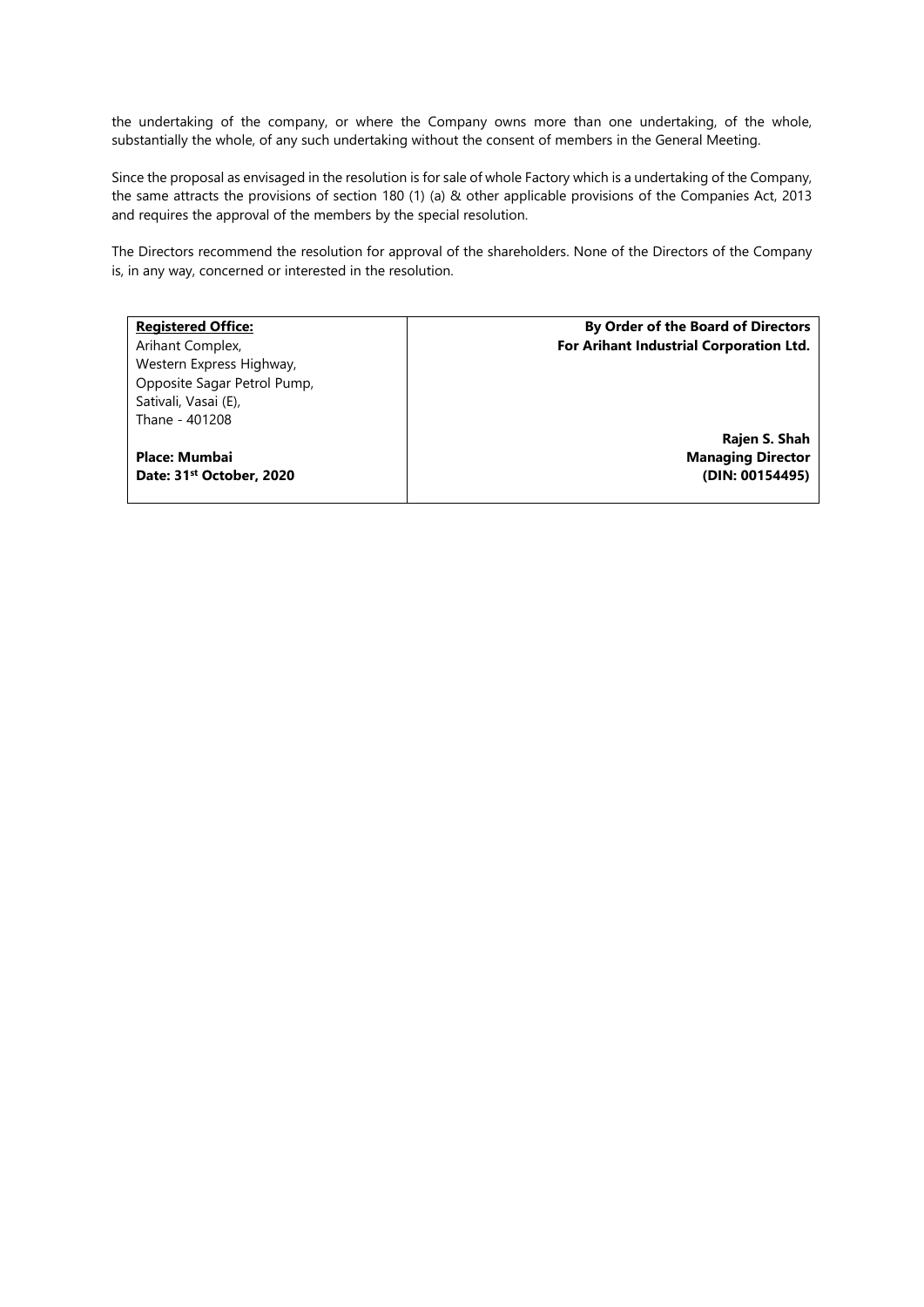the undertaking of the company, or where the Company owns more than one undertaking, of the whole, substantially the whole, of any such undertaking without the consent of members in the General Meeting.

Since the proposal as envisaged in the resolution is for sale of whole Factory which is a undertaking of the Company, the same attracts the provisions of section 180 (1) (a) & other applicable provisions of the Companies Act, 2013 and requires the approval of the members by the special resolution.

The Directors recommend the resolution for approval of the shareholders. None of the Directors of the Company is, in any way, concerned or interested in the resolution.

| | |
|---|---|
| **Registered Office:**<br>Arihant Complex,<br>Western Express Highway,<br>Opposite Sagar Petrol Pump,<br>Sativali, Vasai (E),<br>Thane - 401208<br><br>**Place: Mumbai**<br>**Date: 31st October, 2020** | **By Order of the Board of Directors**<br>**For Arihant Industrial Corporation Ltd.**<br><br><br><br><br>**Rajen S. Shah**<br>**Managing Director**<br>**(DIN: 00154495)** |